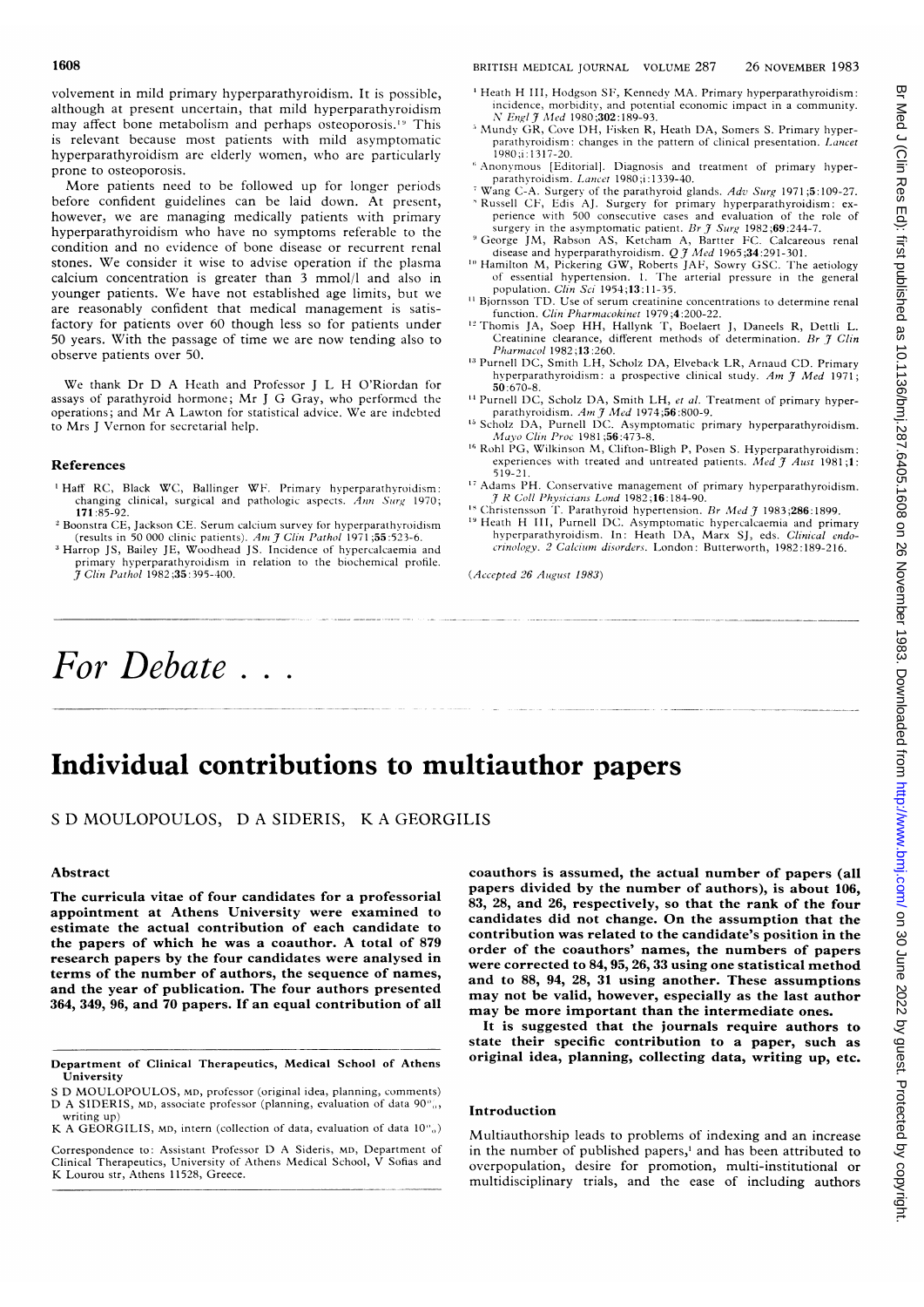volvement in mild primary hyperparathyroidism. It is possible, although at present uncertain, that mild hyperparathyroidism may affect bone metabolism and perhaps osteoporosis.[19] This is relevant because most patients with mild asymptomatic hyperparathyroidism are elderly women, who are particularly prone to osteoporosis.

More patients need to be followed up for longer periods before confident guidelines can be laid down. At present, however, we are managing medically patients with primary hyperparathyroidism who have no symptoms referable to the condition and no evidence of bone disease or recurrent renal stones. We consider it wise to advise operation if the plasma calcium concentration is greater than 3 mmol/l and also in younger patients. We have not established age limits, but we are reasonably confident that medical management is satisfactory for patients over 60 though less so for patients under 50 years. With the passage of time we are now tending also to observe patients over 50.

We thank Dr D A Heath and Professor J L H O'Riordan for assays of parathyroid hormone; Mr J G Gray, who performed the operations; and Mr A Lawton for statistical advice. We are indebted to Mrs J Vernon for secretarial help.

## References

1. Haff RC, Black WC, Ballinger WF. Primary hyperparathyroidism: changing clinical, surgical and pathologic aspects. *Ann Surg* 1970; **171**:85-92.
2. Boonstra CE, Jackson CE. Serum calcium survey for hyperparathyroidism (results in 50 000 clinic patients). *Am J Clin Pathol* 1971;**55**:523-6.
3. Harrop JS, Bailey JE, Woodhead JS. Incidence of hypercalcaemia and primary hyperparathyroidism in relation to the biochemical profile. *J Clin Pathol* 1982;**35**:395-400.
4. Heath H III, Hodgson SF, Kennedy MA. Primary hyperparathyroidism: incidence, morbidity, and potential economic impact in a community. *N Engl J Med* 1980;**302**:189-93.
5. Mundy GR, Cove DH, Fisken R, Heath DA, Somers S. Primary hyperparathyroidism: changes in the pattern of clinical presentation. *Lancet* 1980;i:1317-20.
6. Anonymous [Editorial]. Diagnosis and treatment of primary hyperparathyroidism. *Lancet* 1980;i:1339-40.
7. Wang C-A. Surgery of the parathyroid glands. *Adv Surg* 1971;**5**:109-27.
8. Russell CF, Edis AJ. Surgery for primary hyperparathyroidism: experience with 500 consecutive cases and evaluation of the role of surgery in the asymptomatic patient. *Br J Surg* 1982;**69**:244-7.
9. George JM, Rabson AS, Ketcham A, Bartter FC. Calcareous renal disease and hyperparathyroidism. *Q J Med* 1965;**34**:291-301.
10. Hamilton M, Pickering GW, Roberts JAF, Sowry GSC. The aetiology of essential hypertension. 1. The arterial pressure in the general population. *Clin Sci* 1954;**13**:11-35.
11. Bjornsson TD. Use of serum creatinine concentrations to determine renal function. *Clin Pharmacokinet* 1979;**4**:200-22.
12. Thomis JA, Soep HH, Hallynk T, Boelaert J, Daneels R, Dettli L. Creatinine clearance, different methods of determination. *Br J Clin Pharmacol* 1982;**13**:260.
13. Purnell DC, Smith LH, Scholz DA, Elveback LR, Arnaud CD. Primary hyperparathyroidism: a prospective clinical study. *Am J Med* 1971; **50**:670-8.
14. Purnell DC, Scholz DA, Smith LH, *et al*. Treatment of primary hyperparathyroidism. *Am J Med* 1974;**56**:800-9.
15. Scholz DA, Purnell DC. Asymptomatic primary hyperparathyroidism. *Mayo Clin Proc* 1981;**56**:473-8.
16. Rohl PG, Wilkinson M, Clifton-Bligh P, Posen S. Hyperparathyroidism: experiences with treated and untreated patients. *Med J Aust* 1981;**1**: 519-21.
17. Adams PH. Conservative management of primary hyperparathyroidism. *J R Coll Physicians Lond* 1982;**16**:184-90.
18. Christensson T. Parathyroid hypertension. *Br Med J* 1983;**286**:1899.
19. Heath H III, Purnell DC. Asymptomatic hypercalcaemia and primary hyperparathyroidism. In: Heath DA, Marx SJ, eds. *Clinical endocrinology. 2 Calcium disorders*. London: Butterworth, 1982:189-216.

(*Accepted 26 August 1983*)

# *For Debate . . .*

# Individual contributions to multiauthor papers

S D MOULOPOULOS, D A SIDERIS, K A GEORGILIS

## Abstract

**The curricula vitae of four candidates for a professorial appointment at Athens University were examined to estimate the actual contribution of each candidate to the papers of which he was a coauthor. A total of 879 research papers by the four candidates were analysed in terms of the number of authors, the sequence of names, and the year of publication. The four authors presented 364, 349, 96, and 70 papers. If an equal contribution of all coauthors is assumed, the actual number of papers (all papers divided by the number of authors), is about 106, 83, 28, and 26, respectively, so that the rank of the four candidates did not change. On the assumption that the contribution was related to the candidate's position in the order of the coauthors' names, the numbers of papers were corrected to 84, 95, 26, 33 using one statistical method and to 88, 94, 28, 31 using another. These assumptions may not be valid, however, especially as the last author may be more important than the intermediate ones.**

**It is suggested that the journals require authors to state their specific contribution to a paper, such as original idea, planning, collecting data, writing up, etc.**

**Department of Clinical Therapeutics, Medical School of Athens University**

S D MOULOPOULOS, MD, professor (original idea, planning, comments)
D A SIDERIS, MD, associate professor (planning, evaluation of data 90%, writing up)
K A GEORGILIS, MD, intern (collection of data, evaluation of data 10%)

Correspondence to: Assistant Professor D A Sideris, MD, Department of Clinical Therapeutics, University of Athens Medical School, V Sofias and K Lourou str, Athens 11528, Greece.

## Introduction

Multiauthorship leads to problems of indexing and an increase in the number of published papers,[1] and has been attributed to overpopulation, desire for promotion, multi-institutional or multidisciplinary trials, and the ease of including authors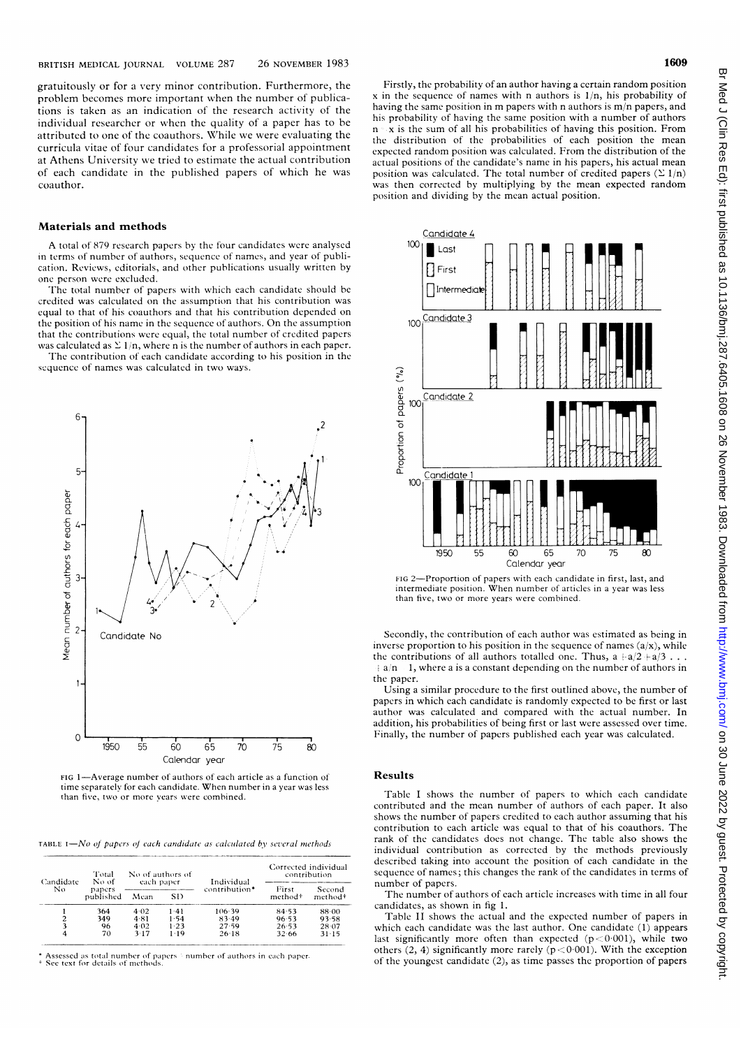gratuitously or for a very minor contribution. Furthermore, the problem becomes more important when the number of publications is taken as an indication of the research activity of the individual researcher or when the quality of a paper has to be attributed to one of the coauthors. While we were evaluating the curricula vitae of four candidates for a professorial appointment at Athens University we tried to estimate the actual contribution of each candidate in the published papers of which he was coauthor.

## Materials and methods

A total of 879 research papers by the four candidates were analysed in terms of number of authors, sequence of names, and year of publication. Reviews, editorials, and other publications usually written by one person were excluded.

The total number of papers with which each candidate should be credited was calculated on the assumption that his contribution was equal to that of his coauthors and that his contribution depended on the position of his name in the sequence of authors. On the assumption that the contributions were equal, the total number of credited papers was calculated as $\Sigma\ 1/n$, where n is the number of authors in each paper.

The contribution of each candidate according to his position in the sequence of names was calculated in two ways.

FIG 1—Average number of authors of each article as a function of time separately for each candidate. When number in a year was less than five, two or more years were combined.

TABLE I—*No of papers of each candidate as calculated by several methods*

| Candidate No | Total No of papers published | No of authors of each paper | | Individual contribution* | Corrected individual contribution | |
|---|---|---|---|---|---|---|
| | | Mean | SD | | First method† | Second method† |
| 1 | 364 | 4·02 | 1·41 | 106·39 | 84·53 | 88·00 |
| 2 | 349 | 4·81 | 1·54 | 83·49 | 96·53 | 93·58 |
| 3 | 96 | 4·02 | 1·23 | 27·59 | 26·53 | 28·07 |
| 4 | 70 | 3·17 | 1·19 | 26·18 | 32·66 | 31·15 |

\* Assessed as total number of papers ÷ number of authors in each paper.
† See text for details of methods.

Firstly, the probability of an author having a certain random position x in the sequence of names with n authors is $1/n$, his probability of having the same position in m papers with n authors is $m/n$ papers, and his probability of having the same position with a number of authors $n \geq x$ is the sum of all his probabilities of having this position. From the distribution of the probabilities of each position the mean expected random position was calculated. From the distribution of the actual positions of the candidate's name in his papers, his actual mean position was calculated. The total number of credited papers ($\Sigma\ 1/n$) was then corrected by multiplying by the mean expected random position and dividing by the mean actual position.

FIG 2—Proportion of papers with each candidate in first, last, and intermediate position. When number of articles in a year was less than five, two or more years were combined.

Secondly, the contribution of each author was estimated as being in inverse proportion to his position in the sequence of names ($a/x$), while the contributions of all authors totalled one. Thus, $a + a/2 + a/3 \ldots + a/n = 1$, where a is a constant depending on the number of authors in the paper.

Using a similar procedure to the first outlined above, the number of papers in which each candidate is randomly expected to be first or last author was calculated and compared with the actual number. In addition, his probabilities of being first or last were assessed over time. Finally, the number of papers published each year was calculated.

## Results

Table I shows the number of papers to which each candidate contributed and the mean number of authors of each paper. It also shows the number of papers credited to each author assuming that his contribution to each article was equal to that of his coauthors. The rank of the candidates does not change. The table also shows the individual contribution as corrected by the methods previously described taking into account the position of each candidate in the sequence of names; this changes the rank of the candidates in terms of number of papers.

The number of authors of each article increases with time in all four candidates, as shown in fig 1.

Table II shows the actual and the expected number of papers in which each candidate was the last author. One candidate (1) appears last significantly more often than expected ($p < 0{\cdot}001$), while two others (2, 4) significantly more rarely ($p < 0{\cdot}001$). With the exception of the youngest candidate (2), as time passes the proportion of papers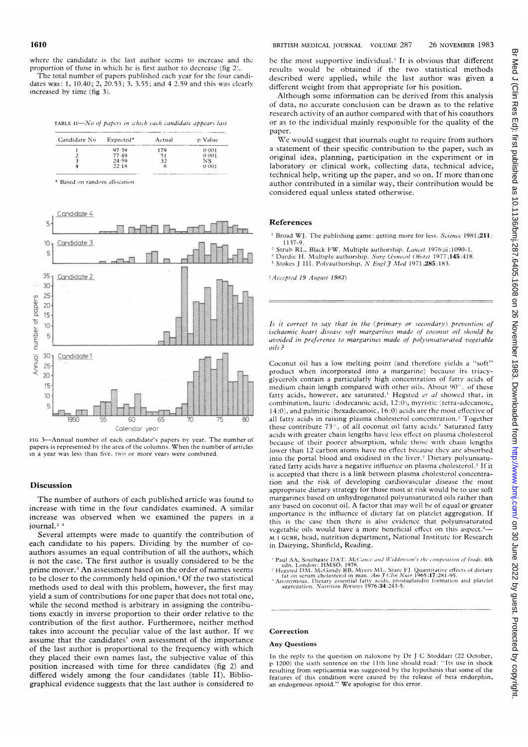where the candidate is the last author seems to increase and the proportion of those in which he is first author to decrease (fig 2).

The total number of papers published each year for the four candidates was: 1, 10.40; 2, 20.53; 3, 3.55; and 4 2.59 and this was clearly increased by time (fig 3).

TABLE II—*No of papers in which each candidate appears last*

| Candidate No | Expected* | Actual | p Value |
|---|---|---|---|
| 1 | 97·39 | 179 | 0·001 |
| 2 | 77·49 | 51 | 0·001 |
| 3 | 24·59 | 32 | NS |
| 4 | 22·18 | 8 | 0·001 |

\* Based on random allocation.

Candidate 4

Candidate 3

Candidate 2

Candidate 1

Annual number of papers

Calendar year

1950 55 60 65 70 75 80

FIG 3—Annual number of each candidate's papers by year. The number of papers is represented by the area of the columns. When the number of articles in a year was less than five, two or more years were combined.

## Discussion

The number of authors of each published article was found to increase with time in the four candidates examined. A similar increase was observed when we examined the papers in a journal.[2 3]

Several attempts were made to quantify the contribution of each candidate to his papers. Dividing by the number of co-authors assumes an equal contribution of all the authors, which is not the case. The first author is usually considered to be the prime mover.[3] An assessment based on the order of names seems to be closer to the commonly held opinion.[1] Of the two statistical methods used to deal with this problem, however, the first may yield a sum of contributions for one paper that does not total one, while the second method is arbitrary in assigning the contributions exactly in inverse proportion to their order relative to the contribution of the first author. Furthermore, neither method takes into account the peculiar value of the last author. If we assume that the candidates' own assessment of the importance of the last author is proportional to the frequency with which they placed their own names last, the subjective value of this position increased with time for three candidates (fig 2) and differed widely among the four candidates (table II). Bibliographical evidence suggests that the last author is considered to be the most supportive individual.[3] It is obvious that different results would be obtained if the two statistical methods described were applied, while the last author was given a different weight from that appropriate for his position.

Although some information can be derived from this analysis of data, no accurate conclusion can be drawn as to the relative research activity of an author compared with that of his coauthors or as to the individual mainly responsible for the quality of the paper.

We would suggest that journals ought to require from authors a statement of their specific contribution to the paper, such as original idea, planning, participation in the experiment or in laboratory or clinical work, collecting data, technical advice, technical help, writing up the paper, and so on. If more than one author contributed in a similar way, their contribution would be considered equal unless stated otherwise.

## References

1 Broad WJ. The publishing game: getting more for less. *Science* 1981;**211**:1137-9.

2 Strub RL, Black FW. Multiple authorship. *Lancet* 1976;ii:1090-1.

3 Dardic H. Multiple authorship. *Surg Gynecol Obstet* 1977;**145**:418.

4 Stokes J III. Polyauthorship. *N Engl J Med* 1971;**285**:183.

*(Accepted 19 August 1983)*

---

*Is it correct to say that in the (primary or secondary) prevention of ischaemic heart disease soft margarines made of coconut oil should be avoided in preference to margarines made of polyunsaturated vegetable oils?*

Coconut oil has a low melting point (and therefore yields a "soft" product when incorporated into a margarine) because its triacylglycerols contain a particularly high concentration of fatty acids of medium chain length compared with other oils. About 90% of these fatty acids, however, are saturated.[1] Hegsted *et al* showed that, in combination, lauric (dodecanoic acid, 12:0), myristic (tetra-adecanoic, 14:0), and palmitic (hexadecanoic, 16:0) acids are the most effective of all fatty acids in raising plasma cholesterol concentration.[2] Together these contribute 73% of all coconut oil fatty acids.[1] Saturated fatty acids with greater chain lengths have less effect on plasma cholesterol because of their poorer absorption, while those with chain lengths lower than 12 carbon atoms have no effect because they are absorbed into the portal blood and oxidised in the liver.[2] Dietary polyunsaturated fatty acids have a negative influence on plasma cholesterol.[2] If it is accepted that there is a link between plasma cholesterol concentration and the risk of developing cardiovascular disease the most appropriate dietary strategy for those most at risk would be to use soft margarines based on unhydrogenated polyunsaturated oils rather than any based on coconut oil. A factor that may well be of equal or greater importance is the influence of dietary fat on platelet aggregation. If this is the case then there is also evidence that polyunsaturated vegetable oils would have a more beneficial effect on this aspect.[3]—M I GURR, head, nutrition department, National Institute for Research in Dairying, Shinfield, Reading.

1 Paul AA, Southgate DAT. *McCance and Widdowson's the composition of foods*. 4th edn. London: HMSO, 1978.

2 Hegsted DM, McGandy RB, Myers ML, Stare FJ. Quantitative effects of dietary fat on serum cholesterol in man. *Am J Clin Nutr* 1965;**17**:281-95.

3 Anonymous. Dietary essential fatty acids, prostaglandin formation and platelet aggregation. *Nutrition Reviews* 1976;**34**:243-5.

---

## Correction

### Any Questions

In the reply to the question on naloxone by Dr J C Stoddart (22 October, p 1200) the sixth sentence on the 11th line should read: "Its use in shock resulting from septicaemia was suggested by the hypothesis that some of the features of this condition were caused by the release of beta endorphin, an endogenous opioid." We apologise for this error.